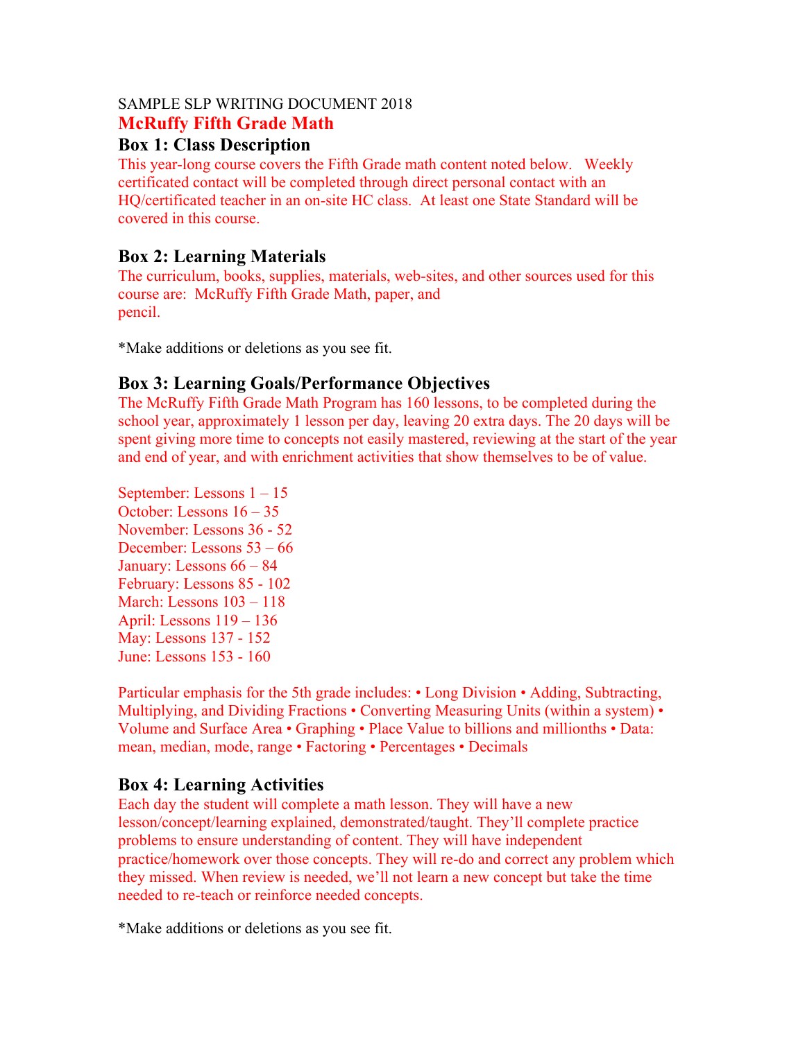SAMPLE SLP WRITING DOCUMENT 2018

# McRuffy Fifth Grade Math

## Box 1: Class Description

This year-long course covers the Fifth Grade math content noted below. Weekly certificated contact will be completed through direct personal contact with an HQ/certificated teacher in an on-site HC class. At least one State Standard will be covered in this course.

## Box 2: Learning Materials

The curriculum, books, supplies, materials, web-sites, and other sources used for this course are: McRuffy Fifth Grade Math, paper, and pencil.

*Make additions or deletions as you see fit.

## Box 3: Learning Goals/Performance Objectives

The McRuffy Fifth Grade Math Program has 160 lessons, to be completed during the school year, approximately 1 lesson per day, leaving 20 extra days. The 20 days will be spent giving more time to concepts not easily mastered, reviewing at the start of the year and end of year, and with enrichment activities that show themselves to be of value.

September: Lessons 1 – 15
October: Lessons 16 – 35
November: Lessons 36 - 52
December: Lessons 53 – 66
January: Lessons 66 – 84
February: Lessons 85 - 102
March: Lessons 103 – 118
April: Lessons 119 – 136
May: Lessons 137 - 152
June: Lessons 153 - 160

Particular emphasis for the 5th grade includes: • Long Division • Adding, Subtracting, Multiplying, and Dividing Fractions • Converting Measuring Units (within a system) • Volume and Surface Area • Graphing • Place Value to billions and millionths • Data: mean, median, mode, range • Factoring • Percentages • Decimals

## Box 4: Learning Activities

Each day the student will complete a math lesson. They will have a new lesson/concept/learning explained, demonstrated/taught. They'll complete practice problems to ensure understanding of content. They will have independent practice/homework over those concepts. They will re-do and correct any problem which they missed. When review is needed, we'll not learn a new concept but take the time needed to re-teach or reinforce needed concepts.

*Make additions or deletions as you see fit.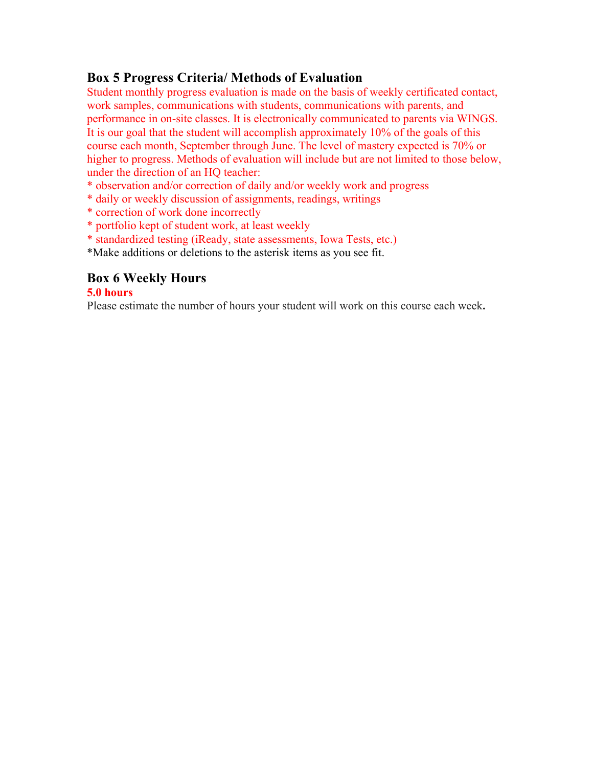## Box 5 Progress Criteria/ Methods of Evaluation

Student monthly progress evaluation is made on the basis of weekly certificated contact, work samples, communications with students, communications with parents, and performance in on-site classes. It is electronically communicated to parents via WINGS. It is our goal that the student will accomplish approximately 10% of the goals of this course each month, September through June. The level of mastery expected is 70% or higher to progress. Methods of evaluation will include but are not limited to those below, under the direction of an HQ teacher:

* observation and/or correction of daily and/or weekly work and progress
* daily or weekly discussion of assignments, readings, writings
* correction of work done incorrectly
* portfolio kept of student work, at least weekly
* standardized testing (iReady, state assessments, Iowa Tests, etc.)

*Make additions or deletions to the asterisk items as you see fit.

## Box 6 Weekly Hours

**5.0 hours**

Please estimate the number of hours your student will work on this course each week**.**